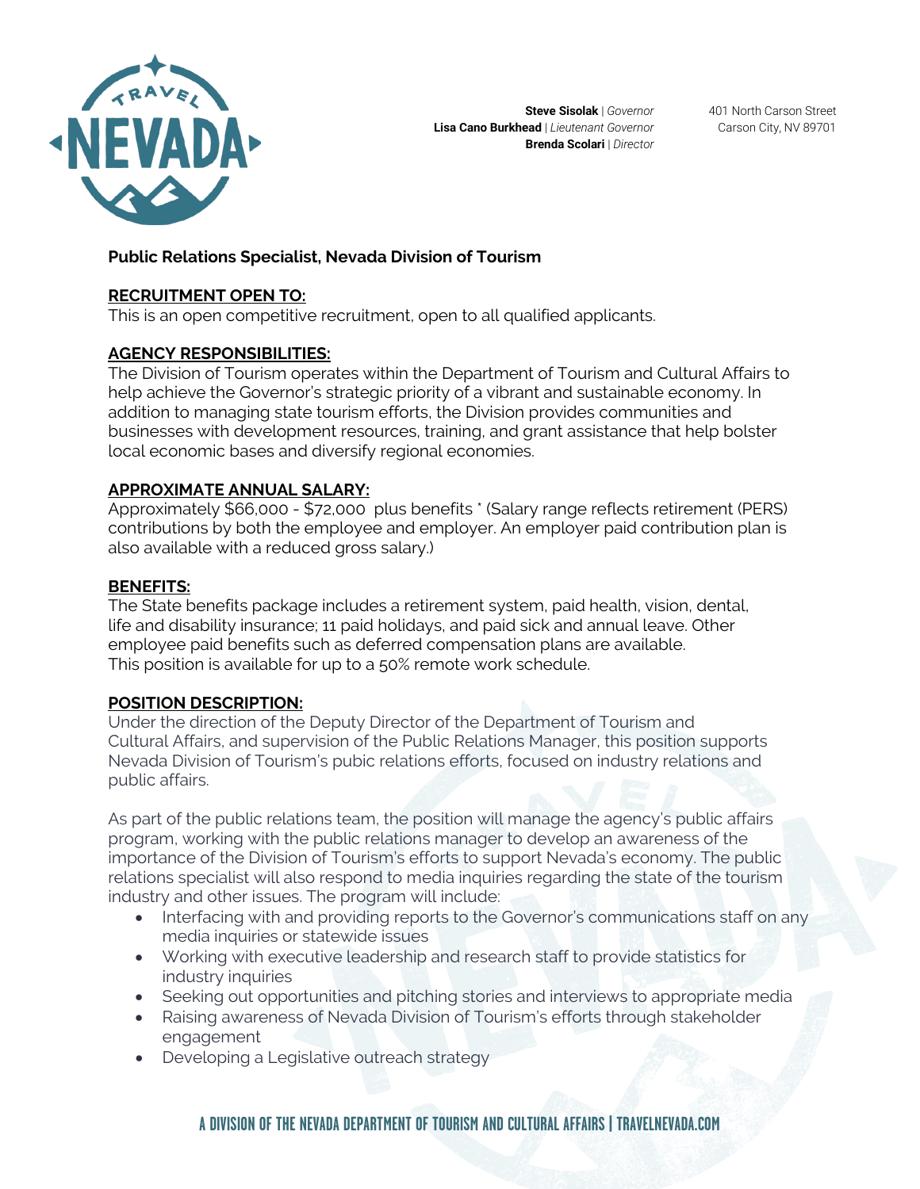**Steve Sisolak** | *Governor*
**Lisa Cano Burkhead** | *Lieutenant Governor*
**Brenda Scolari** | *Director*

401 North Carson Street
Carson City, NV 89701

# Public Relations Specialist, Nevada Division of Tourism

## RECRUITMENT OPEN TO:

This is an open competitive recruitment, open to all qualified applicants.

## AGENCY RESPONSIBILITIES:

The Division of Tourism operates within the Department of Tourism and Cultural Affairs to help achieve the Governor's strategic priority of a vibrant and sustainable economy. In addition to managing state tourism efforts, the Division provides communities and businesses with development resources, training, and grant assistance that help bolster local economic bases and diversify regional economies.

## APPROXIMATE ANNUAL SALARY:

Approximately $66,000 - $72,000 plus benefits * (Salary range reflects retirement (PERS) contributions by both the employee and employer. An employer paid contribution plan is also available with a reduced gross salary.)

## BENEFITS:

The State benefits package includes a retirement system, paid health, vision, dental, life and disability insurance; 11 paid holidays, and paid sick and annual leave. Other employee paid benefits such as deferred compensation plans are available.
This position is available for up to a 50% remote work schedule.

## POSITION DESCRIPTION:

Under the direction of the Deputy Director of the Department of Tourism and Cultural Affairs, and supervision of the Public Relations Manager, this position supports Nevada Division of Tourism's pubic relations efforts, focused on industry relations and public affairs.

As part of the public relations team, the position will manage the agency's public affairs program, working with the public relations manager to develop an awareness of the importance of the Division of Tourism's efforts to support Nevada's economy. The public relations specialist will also respond to media inquiries regarding the state of the tourism industry and other issues. The program will include:

- Interfacing with and providing reports to the Governor's communications staff on any media inquiries or statewide issues
- Working with executive leadership and research staff to provide statistics for industry inquiries
- Seeking out opportunities and pitching stories and interviews to appropriate media
- Raising awareness of Nevada Division of Tourism's efforts through stakeholder engagement
- Developing a Legislative outreach strategy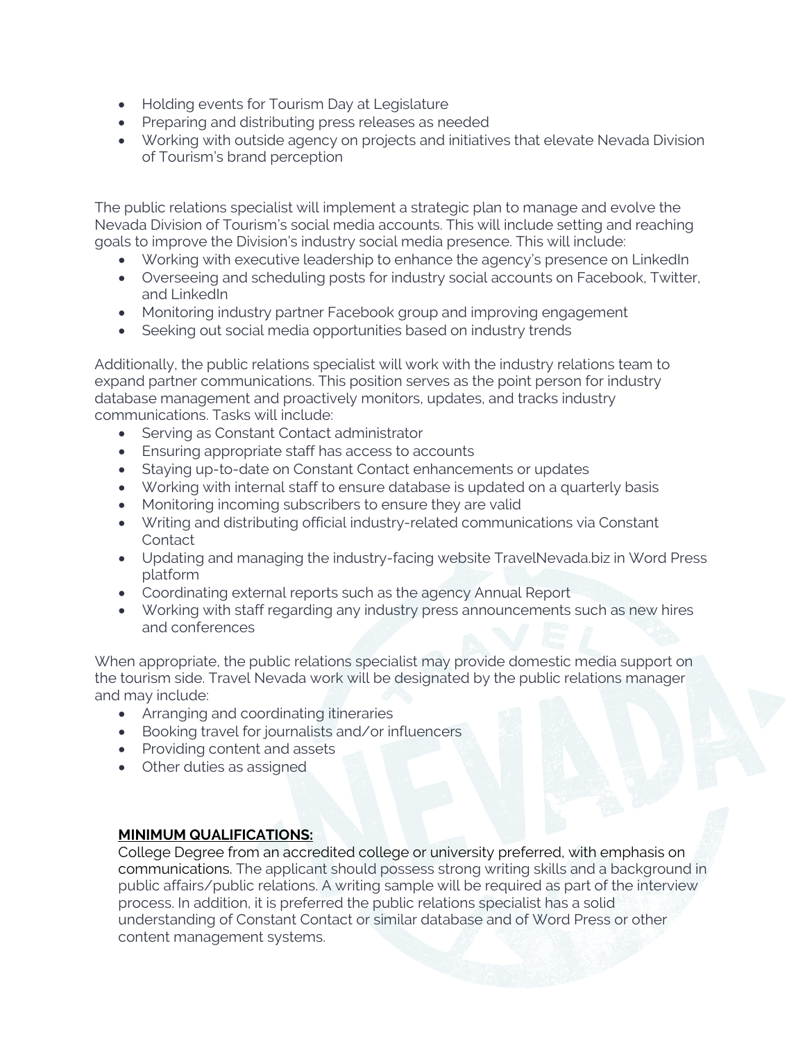- Holding events for Tourism Day at Legislature
- Preparing and distributing press releases as needed
- Working with outside agency on projects and initiatives that elevate Nevada Division of Tourism's brand perception

The public relations specialist will implement a strategic plan to manage and evolve the Nevada Division of Tourism's social media accounts. This will include setting and reaching goals to improve the Division's industry social media presence. This will include:

- Working with executive leadership to enhance the agency's presence on LinkedIn
- Overseeing and scheduling posts for industry social accounts on Facebook, Twitter, and LinkedIn
- Monitoring industry partner Facebook group and improving engagement
- Seeking out social media opportunities based on industry trends

Additionally, the public relations specialist will work with the industry relations team to expand partner communications. This position serves as the point person for industry database management and proactively monitors, updates, and tracks industry communications. Tasks will include:

- Serving as Constant Contact administrator
- Ensuring appropriate staff has access to accounts
- Staying up-to-date on Constant Contact enhancements or updates
- Working with internal staff to ensure database is updated on a quarterly basis
- Monitoring incoming subscribers to ensure they are valid
- Writing and distributing official industry-related communications via Constant Contact
- Updating and managing the industry-facing website TravelNevada.biz in Word Press platform
- Coordinating external reports such as the agency Annual Report
- Working with staff regarding any industry press announcements such as new hires and conferences

When appropriate, the public relations specialist may provide domestic media support on the tourism side. Travel Nevada work will be designated by the public relations manager and may include:

- Arranging and coordinating itineraries
- Booking travel for journalists and/or influencers
- Providing content and assets
- Other duties as assigned

**MINIMUM QUALIFICATIONS:**

College Degree from an accredited college or university preferred, with emphasis on communications. The applicant should possess strong writing skills and a background in public affairs/public relations. A writing sample will be required as part of the interview process. In addition, it is preferred the public relations specialist has a solid understanding of Constant Contact or similar database and of Word Press or other content management systems.